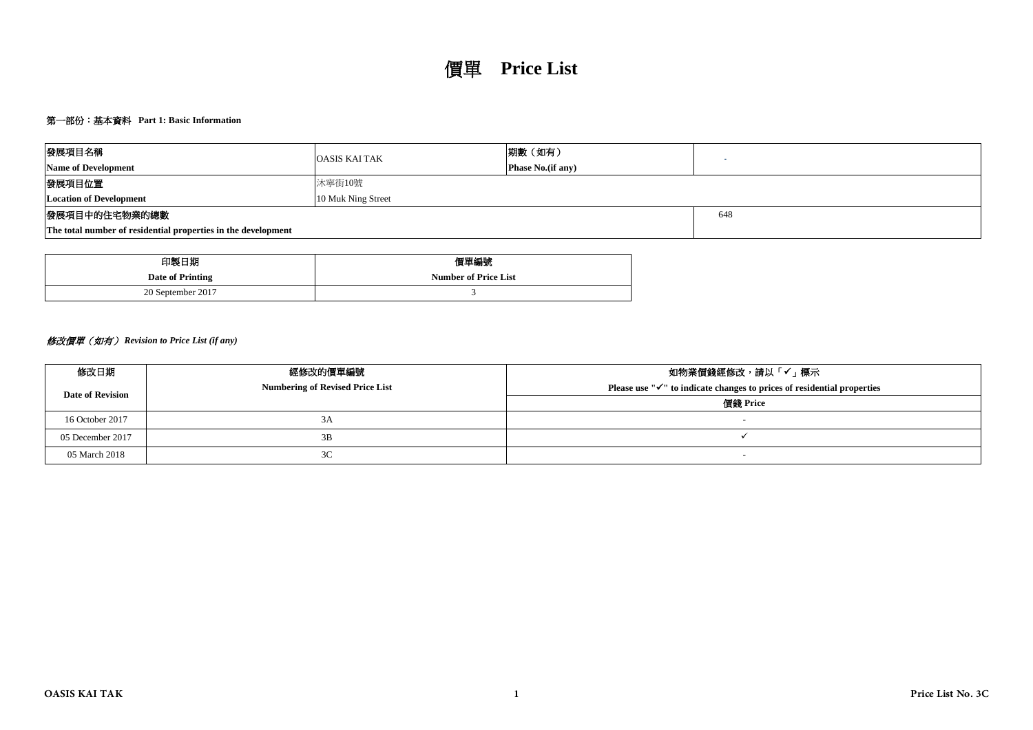# 價單 **Price List**

## 第一部份：基本資料 Part 1: Basic Information

| 發展項目名稱<br>**Name of Development** | OASIS KAI TAK | 期數（如有）<br>**Phase No.(if any)** | - |
|---|---|---|---|
| 發展項目位置<br>**Location of Development** | 沐寧街10號<br>10 Muk Ning Street | | |
| 發展項目中的住宅物業的總數<br>**The total number of residential properties in the development** | | | 648 |

| 印製日期<br>**Date of Printing** | 價單編號<br>**Number of Price List** |
|---|---|
| 20 September 2017 | 3 |

### *修改價單（如有） Revision to Price List (if any)*

| 修改日期<br>**Date of Revision** | 經修改的價單編號<br>**Numbering of Revised Price List** | 如物業價錢經修改，請以「✓」標示<br>**Please use "✓" to indicate changes to prices of residential properties** |
|---|---|---|
| | | 價錢 **Price** |
| 16 October 2017 | 3A | - |
| 05 December 2017 | 3B | ✓ |
| 05 March 2018 | 3C | - |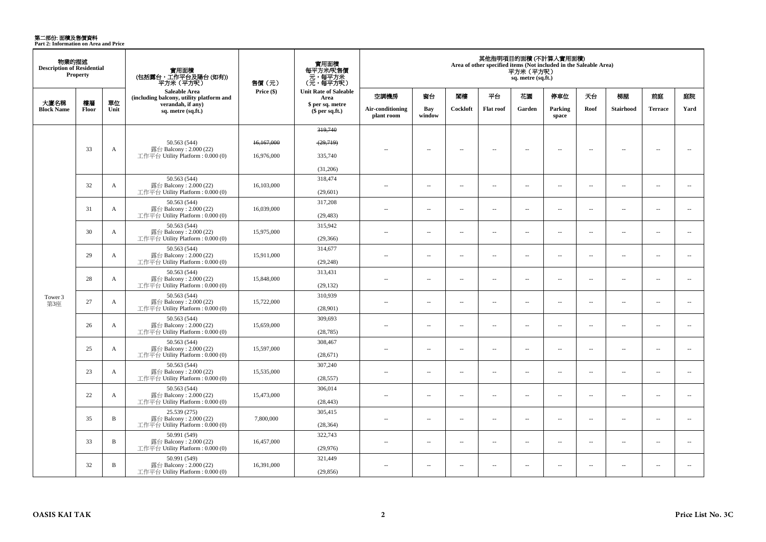# 第二部份: 面積及售價資料
**Part 2: Information on Area and Price**

| 物業的描述 Description of Residential Property | | | 實用面積 (包括露台，工作平台及陽台 (如有)) 平方米（平方呎） Saleable Area (including balcony, utility platform and verandah, if any) sq. metre (sq.ft.) | 售價（元） Price ($) | 實用面積 每平方米/呎售價 元，每平方米 (元，每平方呎) Unit Rate of Saleable Area $ per sq. metre ($ per sq.ft.) | 其他指明項目的面積 (不計算入實用面積) Area of other specified items (Not included in the Saleable Area) 平方米（平方呎） sq. metre (sq.ft.) | | | | | | | | | |
|---|---|---|---|---|---|---|---|---|---|---|---|---|---|---|---|
| 大廈名稱 Block Name | 樓層 Floor | 單位 Unit | | | | 空調機房 Air-conditioning plant room | 窗台 Bay window | 閣樓 Cockloft | 平台 Flat roof | 花園 Garden | 停車位 Parking space | 天台 Roof | 梯屋 Stairhood | 前庭 Terrace | 庭院 Yard |
| Tower 3 第3座 | 33 | A | 50.563 (544) 露台 Balcony : 2.000 (22) 工作平台 Utility Platform : 0.000 (0) | ~~16,167,000~~ 16,976,000 | ~~319,740~~ ~~(29,719)~~ 335,740 (31,206) | -- | -- | -- | -- | -- | -- | -- | -- | -- | -- |
| | 32 | A | 50.563 (544) 露台 Balcony : 2.000 (22) 工作平台 Utility Platform : 0.000 (0) | 16,103,000 | 318,474 (29,601) | -- | -- | -- | -- | -- | -- | -- | -- | -- | -- |
| | 31 | A | 50.563 (544) 露台 Balcony : 2.000 (22) 工作平台 Utility Platform : 0.000 (0) | 16,039,000 | 317,208 (29,483) | -- | -- | -- | -- | -- | -- | -- | -- | -- | -- |
| | 30 | A | 50.563 (544) 露台 Balcony : 2.000 (22) 工作平台 Utility Platform : 0.000 (0) | 15,975,000 | 315,942 (29,366) | -- | -- | -- | -- | -- | -- | -- | -- | -- | -- |
| | 29 | A | 50.563 (544) 露台 Balcony : 2.000 (22) 工作平台 Utility Platform : 0.000 (0) | 15,911,000 | 314,677 (29,248) | -- | -- | -- | -- | -- | -- | -- | -- | -- | -- |
| | 28 | A | 50.563 (544) 露台 Balcony : 2.000 (22) 工作平台 Utility Platform : 0.000 (0) | 15,848,000 | 313,431 (29,132) | -- | -- | -- | -- | -- | -- | -- | -- | -- | -- |
| | 27 | A | 50.563 (544) 露台 Balcony : 2.000 (22) 工作平台 Utility Platform : 0.000 (0) | 15,722,000 | 310,939 (28,901) | -- | -- | -- | -- | -- | -- | -- | -- | -- | -- |
| | 26 | A | 50.563 (544) 露台 Balcony : 2.000 (22) 工作平台 Utility Platform : 0.000 (0) | 15,659,000 | 309,693 (28,785) | -- | -- | -- | -- | -- | -- | -- | -- | -- | -- |
| | 25 | A | 50.563 (544) 露台 Balcony : 2.000 (22) 工作平台 Utility Platform : 0.000 (0) | 15,597,000 | 308,467 (28,671) | -- | -- | -- | -- | -- | -- | -- | -- | -- | -- |
| | 23 | A | 50.563 (544) 露台 Balcony : 2.000 (22) 工作平台 Utility Platform : 0.000 (0) | 15,535,000 | 307,240 (28,557) | -- | -- | -- | -- | -- | -- | -- | -- | -- | -- |
| | 22 | A | 50.563 (544) 露台 Balcony : 2.000 (22) 工作平台 Utility Platform : 0.000 (0) | 15,473,000 | 306,014 (28,443) | -- | -- | -- | -- | -- | -- | -- | -- | -- | -- |
| | 35 | B | 25.539 (275) 露台 Balcony : 2.000 (22) 工作平台 Utility Platform : 0.000 (0) | 7,800,000 | 305,415 (28,364) | -- | -- | -- | -- | -- | -- | -- | -- | -- | -- |
| | 33 | B | 50.991 (549) 露台 Balcony : 2.000 (22) 工作平台 Utility Platform : 0.000 (0) | 16,457,000 | 322,743 (29,976) | -- | -- | -- | -- | -- | -- | -- | -- | -- | -- |
| | 32 | B | 50.991 (549) 露台 Balcony : 2.000 (22) 工作平台 Utility Platform : 0.000 (0) | 16,391,000 | 321,449 (29,856) | -- | -- | -- | -- | -- | -- | -- | -- | -- | -- |

OASIS KAI TAK

Price List No. 3C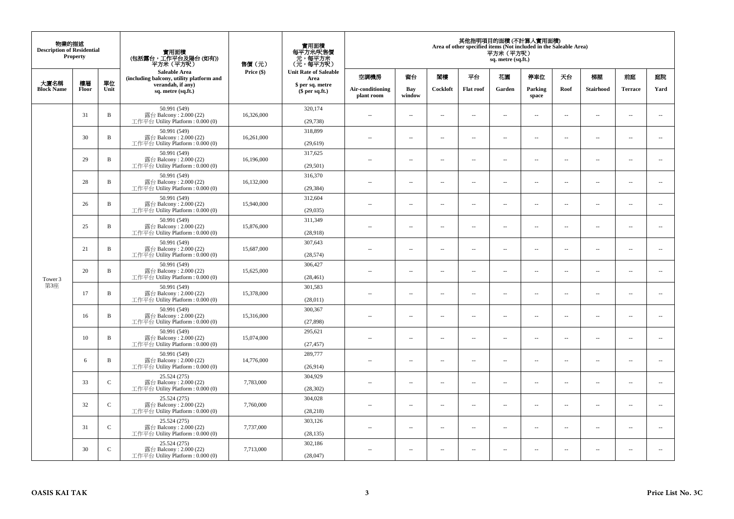| 物業的描述 Description of Residential Property | | | 實用面積 (包括露台，工作平台及陽台 (如有)) 平方米（平方呎） Saleable Area (including balcony, utility platform and verandah, if any) sq. metre (sq.ft.) | 售價（元） Price ($) | 實用面積 每平方米/呎售價 元，每平方米 (元，每平方呎) Unit Rate of Saleable Area $ per sq. metre ($ per sq.ft.) | 其他指明項目的面積 (不計算入實用面積) Area of other specified items (Not included in the Saleable Area) 平方米（平方呎） sq. metre (sq.ft.) | | | | | | | | | |
|---|---|---|---|---|---|---|---|---|---|---|---|---|---|---|---|
| 大廈名稱 Block Name | 樓層 Floor | 單位 Unit | | | | 空調機房 Air-conditioning plant room | 窗台 Bay window | 閣樓 Cockloft | 平台 Flat roof | 花園 Garden | 停車位 Parking space | 天台 Roof | 梯屋 Stairhood | 前庭 Terrace | 庭院 Yard |
| Tower 3 第3座 | 31 | B | 50.991 (549) 露台 Balcony : 2.000 (22) 工作平台 Utility Platform : 0.000 (0) | 16,326,000 | 320,174 (29,738) | -- | -- | -- | -- | -- | -- | -- | -- | -- | -- |
| | 30 | B | 50.991 (549) 露台 Balcony : 2.000 (22) 工作平台 Utility Platform : 0.000 (0) | 16,261,000 | 318,899 (29,619) | -- | -- | -- | -- | -- | -- | -- | -- | -- | -- |
| | 29 | B | 50.991 (549) 露台 Balcony : 2.000 (22) 工作平台 Utility Platform : 0.000 (0) | 16,196,000 | 317,625 (29,501) | -- | -- | -- | -- | -- | -- | -- | -- | -- | -- |
| | 28 | B | 50.991 (549) 露台 Balcony : 2.000 (22) 工作平台 Utility Platform : 0.000 (0) | 16,132,000 | 316,370 (29,384) | -- | -- | -- | -- | -- | -- | -- | -- | -- | -- |
| | 26 | B | 50.991 (549) 露台 Balcony : 2.000 (22) 工作平台 Utility Platform : 0.000 (0) | 15,940,000 | 312,604 (29,035) | -- | -- | -- | -- | -- | -- | -- | -- | -- | -- |
| | 25 | B | 50.991 (549) 露台 Balcony : 2.000 (22) 工作平台 Utility Platform : 0.000 (0) | 15,876,000 | 311,349 (28,918) | -- | -- | -- | -- | -- | -- | -- | -- | -- | -- |
| | 21 | B | 50.991 (549) 露台 Balcony : 2.000 (22) 工作平台 Utility Platform : 0.000 (0) | 15,687,000 | 307,643 (28,574) | -- | -- | -- | -- | -- | -- | -- | -- | -- | -- |
| | 20 | B | 50.991 (549) 露台 Balcony : 2.000 (22) 工作平台 Utility Platform : 0.000 (0) | 15,625,000 | 306,427 (28,461) | -- | -- | -- | -- | -- | -- | -- | -- | -- | -- |
| | 17 | B | 50.991 (549) 露台 Balcony : 2.000 (22) 工作平台 Utility Platform : 0.000 (0) | 15,378,000 | 301,583 (28,011) | -- | -- | -- | -- | -- | -- | -- | -- | -- | -- |
| | 16 | B | 50.991 (549) 露台 Balcony : 2.000 (22) 工作平台 Utility Platform : 0.000 (0) | 15,316,000 | 300,367 (27,898) | -- | -- | -- | -- | -- | -- | -- | -- | -- | -- |
| | 10 | B | 50.991 (549) 露台 Balcony : 2.000 (22) 工作平台 Utility Platform : 0.000 (0) | 15,074,000 | 295,621 (27,457) | -- | -- | -- | -- | -- | -- | -- | -- | -- | -- |
| | 6 | B | 50.991 (549) 露台 Balcony : 2.000 (22) 工作平台 Utility Platform : 0.000 (0) | 14,776,000 | 289,777 (26,914) | -- | -- | -- | -- | -- | -- | -- | -- | -- | -- |
| | 33 | C | 25.524 (275) 露台 Balcony : 2.000 (22) 工作平台 Utility Platform : 0.000 (0) | 7,783,000 | 304,929 (28,302) | -- | -- | -- | -- | -- | -- | -- | -- | -- | -- |
| | 32 | C | 25.524 (275) 露台 Balcony : 2.000 (22) 工作平台 Utility Platform : 0.000 (0) | 7,760,000 | 304,028 (28,218) | -- | -- | -- | -- | -- | -- | -- | -- | -- | -- |
| | 31 | C | 25.524 (275) 露台 Balcony : 2.000 (22) 工作平台 Utility Platform : 0.000 (0) | 7,737,000 | 303,126 (28,135) | -- | -- | -- | -- | -- | -- | -- | -- | -- | -- |
| | 30 | C | 25.524 (275) 露台 Balcony : 2.000 (22) 工作平台 Utility Platform : 0.000 (0) | 7,713,000 | 302,186 (28,047) | -- | -- | -- | -- | -- | -- | -- | -- | -- | -- |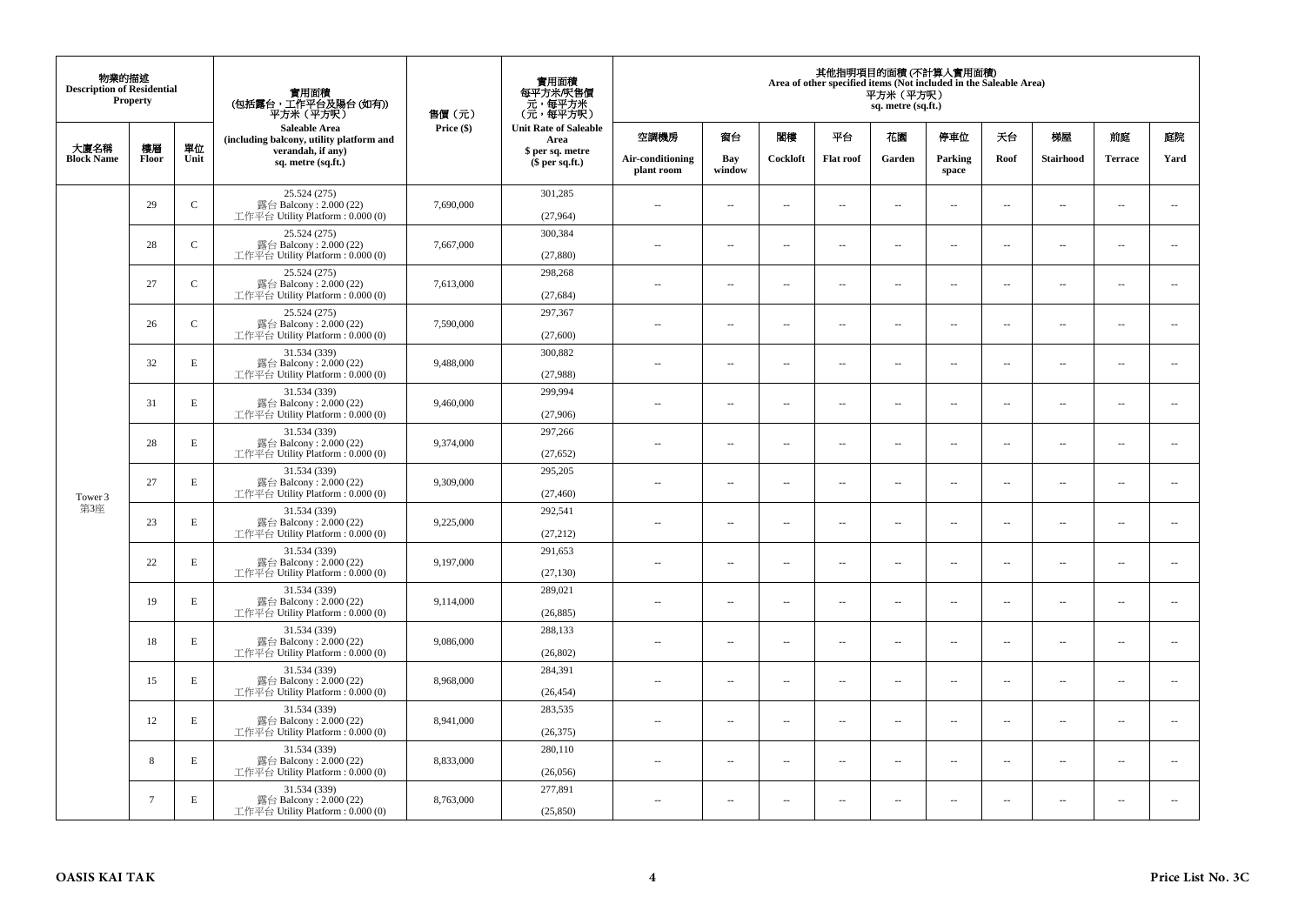| 物業的描述 Description of Residential Property | | | 實用面積 (包括露台，工作平台及陽台 (如有)) 平方米（平方呎） Saleable Area (including balcony, utility platform and verandah, if any) sq. metre (sq.ft.) | 售價（元） Price ($) | 實用面積 每平方米/呎售價 元，每平方米 (元，每平方呎) Unit Rate of Saleable Area $ per sq. metre ($ per sq.ft.) | 其他指明項目的面積 (不計算入實用面積) Area of other specified items (Not included in the Saleable Area) 平方米（平方呎） sq. metre (sq.ft.) | | | | | | | | | |
|---|---|---|---|---|---|---|---|---|---|---|---|---|---|---|---|
| 大廈名稱 Block Name | 樓層 Floor | 單位 Unit | | | | 空調機房 Air-conditioning plant room | 窗台 Bay window | 閣樓 Cockloft | 平台 Flat roof | 花園 Garden | 停車位 Parking space | 天台 Roof | 梯屋 Stairhood | 前庭 Terrace | 庭院 Yard |
| Tower 3 第3座 | 29 | C | 25.524 (275) 露台 Balcony : 2.000 (22) 工作平台 Utility Platform : 0.000 (0) | 7,690,000 | 301,285 (27,964) | -- | -- | -- | -- | -- | -- | -- | -- | -- | -- |
| | 28 | C | 25.524 (275) 露台 Balcony : 2.000 (22) 工作平台 Utility Platform : 0.000 (0) | 7,667,000 | 300,384 (27,880) | -- | -- | -- | -- | -- | -- | -- | -- | -- | -- |
| | 27 | C | 25.524 (275) 露台 Balcony : 2.000 (22) 工作平台 Utility Platform : 0.000 (0) | 7,613,000 | 298,268 (27,684) | -- | -- | -- | -- | -- | -- | -- | -- | -- | -- |
| | 26 | C | 25.524 (275) 露台 Balcony : 2.000 (22) 工作平台 Utility Platform : 0.000 (0) | 7,590,000 | 297,367 (27,600) | -- | -- | -- | -- | -- | -- | -- | -- | -- | -- |
| | 32 | E | 31.534 (339) 露台 Balcony : 2.000 (22) 工作平台 Utility Platform : 0.000 (0) | 9,488,000 | 300,882 (27,988) | -- | -- | -- | -- | -- | -- | -- | -- | -- | -- |
| | 31 | E | 31.534 (339) 露台 Balcony : 2.000 (22) 工作平台 Utility Platform : 0.000 (0) | 9,460,000 | 299,994 (27,906) | -- | -- | -- | -- | -- | -- | -- | -- | -- | -- |
| | 28 | E | 31.534 (339) 露台 Balcony : 2.000 (22) 工作平台 Utility Platform : 0.000 (0) | 9,374,000 | 297,266 (27,652) | -- | -- | -- | -- | -- | -- | -- | -- | -- | -- |
| | 27 | E | 31.534 (339) 露台 Balcony : 2.000 (22) 工作平台 Utility Platform : 0.000 (0) | 9,309,000 | 295,205 (27,460) | -- | -- | -- | -- | -- | -- | -- | -- | -- | -- |
| | 23 | E | 31.534 (339) 露台 Balcony : 2.000 (22) 工作平台 Utility Platform : 0.000 (0) | 9,225,000 | 292,541 (27,212) | -- | -- | -- | -- | -- | -- | -- | -- | -- | -- |
| | 22 | E | 31.534 (339) 露台 Balcony : 2.000 (22) 工作平台 Utility Platform : 0.000 (0) | 9,197,000 | 291,653 (27,130) | -- | -- | -- | -- | -- | -- | -- | -- | -- | -- |
| | 19 | E | 31.534 (339) 露台 Balcony : 2.000 (22) 工作平台 Utility Platform : 0.000 (0) | 9,114,000 | 289,021 (26,885) | -- | -- | -- | -- | -- | -- | -- | -- | -- | -- |
| | 18 | E | 31.534 (339) 露台 Balcony : 2.000 (22) 工作平台 Utility Platform : 0.000 (0) | 9,086,000 | 288,133 (26,802) | -- | -- | -- | -- | -- | -- | -- | -- | -- | -- |
| | 15 | E | 31.534 (339) 露台 Balcony : 2.000 (22) 工作平台 Utility Platform : 0.000 (0) | 8,968,000 | 284,391 (26,454) | -- | -- | -- | -- | -- | -- | -- | -- | -- | -- |
| | 12 | E | 31.534 (339) 露台 Balcony : 2.000 (22) 工作平台 Utility Platform : 0.000 (0) | 8,941,000 | 283,535 (26,375) | -- | -- | -- | -- | -- | -- | -- | -- | -- | -- |
| | 8 | E | 31.534 (339) 露台 Balcony : 2.000 (22) 工作平台 Utility Platform : 0.000 (0) | 8,833,000 | 280,110 (26,056) | -- | -- | -- | -- | -- | -- | -- | -- | -- | -- |
| | 7 | E | 31.534 (339) 露台 Balcony : 2.000 (22) 工作平台 Utility Platform : 0.000 (0) | 8,763,000 | 277,891 (25,850) | -- | -- | -- | -- | -- | -- | -- | -- | -- | -- |

OASIS KAI TAK

Price List No. 3C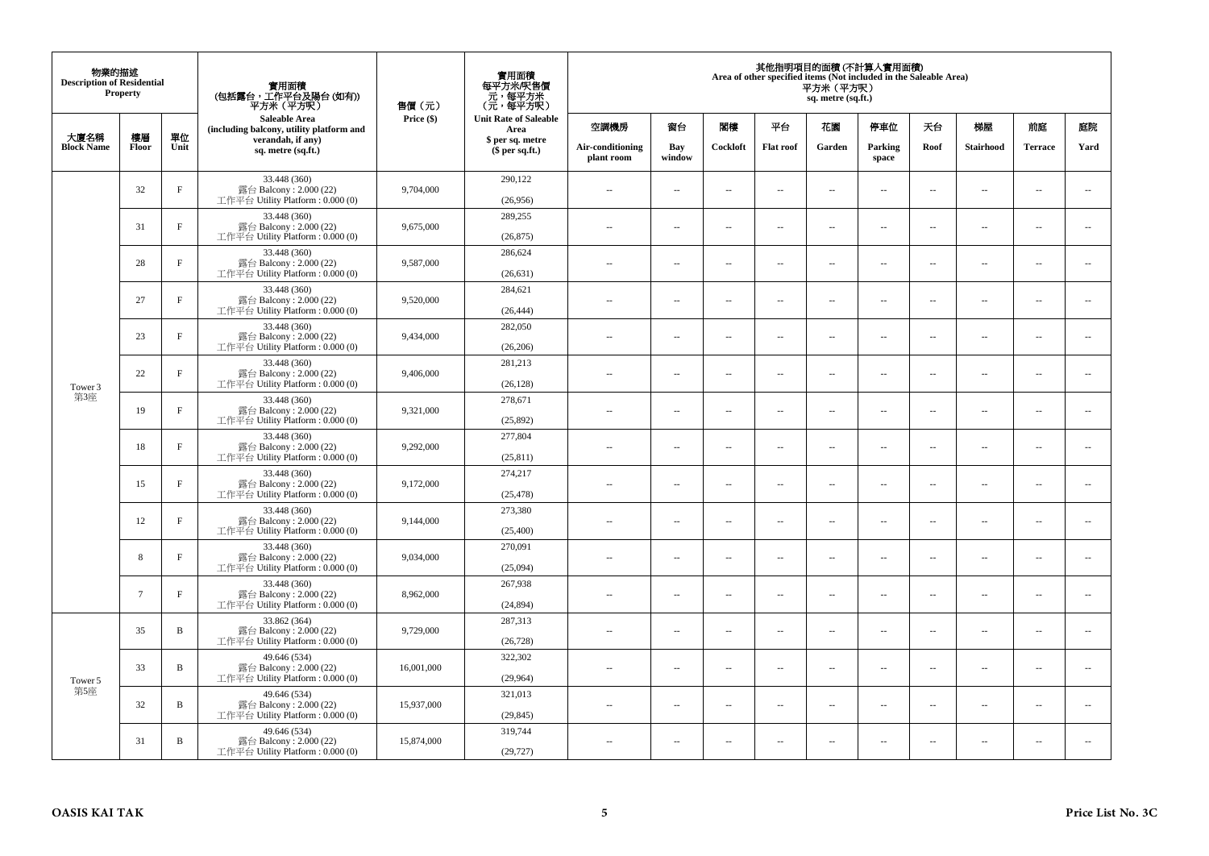| 物業的描述 Description of Residential Property | | | 實用面積 (包括露台，工作平台及陽台 (如有)) 平方米（平方呎） Saleable Area (including balcony, utility platform and verandah, if any) sq. metre (sq.ft.) | 售價（元） Price ($) | 實用面積 每平方米/呎售價 元，每平方米 (元，每平方呎) Unit Rate of Saleable Area $ per sq. metre ($ per sq.ft.) | 其他指明項目的面積 (不計算入實用面積) Area of other specified items (Not included in the Saleable Area) 平方米（平方呎） sq. metre (sq.ft.) | | | | | | | | | |
|---|---|---|---|---|---|---|---|---|---|---|---|---|---|---|---|
| 大廈名稱 Block Name | 樓層 Floor | 單位 Unit | | | | 空調機房 Air-conditioning plant room | 窗台 Bay window | 閣樓 Cockloft | 平台 Flat roof | 花園 Garden | 停車位 Parking space | 天台 Roof | 梯屋 Stairhood | 前庭 Terrace | 庭院 Yard |
| Tower 3 第3座 | 32 | F | 33.448 (360) 露台 Balcony : 2.000 (22) 工作平台 Utility Platform : 0.000 (0) | 9,704,000 | 290,122 (26,956) | -- | -- | -- | -- | -- | -- | -- | -- | -- | -- |
| | 31 | F | 33.448 (360) 露台 Balcony : 2.000 (22) 工作平台 Utility Platform : 0.000 (0) | 9,675,000 | 289,255 (26,875) | -- | -- | -- | -- | -- | -- | -- | -- | -- | -- |
| | 28 | F | 33.448 (360) 露台 Balcony : 2.000 (22) 工作平台 Utility Platform : 0.000 (0) | 9,587,000 | 286,624 (26,631) | -- | -- | -- | -- | -- | -- | -- | -- | -- | -- |
| | 27 | F | 33.448 (360) 露台 Balcony : 2.000 (22) 工作平台 Utility Platform : 0.000 (0) | 9,520,000 | 284,621 (26,444) | -- | -- | -- | -- | -- | -- | -- | -- | -- | -- |
| | 23 | F | 33.448 (360) 露台 Balcony : 2.000 (22) 工作平台 Utility Platform : 0.000 (0) | 9,434,000 | 282,050 (26,206) | -- | -- | -- | -- | -- | -- | -- | -- | -- | -- |
| | 22 | F | 33.448 (360) 露台 Balcony : 2.000 (22) 工作平台 Utility Platform : 0.000 (0) | 9,406,000 | 281,213 (26,128) | -- | -- | -- | -- | -- | -- | -- | -- | -- | -- |
| | 19 | F | 33.448 (360) 露台 Balcony : 2.000 (22) 工作平台 Utility Platform : 0.000 (0) | 9,321,000 | 278,671 (25,892) | -- | -- | -- | -- | -- | -- | -- | -- | -- | -- |
| | 18 | F | 33.448 (360) 露台 Balcony : 2.000 (22) 工作平台 Utility Platform : 0.000 (0) | 9,292,000 | 277,804 (25,811) | -- | -- | -- | -- | -- | -- | -- | -- | -- | -- |
| | 15 | F | 33.448 (360) 露台 Balcony : 2.000 (22) 工作平台 Utility Platform : 0.000 (0) | 9,172,000 | 274,217 (25,478) | -- | -- | -- | -- | -- | -- | -- | -- | -- | -- |
| | 12 | F | 33.448 (360) 露台 Balcony : 2.000 (22) 工作平台 Utility Platform : 0.000 (0) | 9,144,000 | 273,380 (25,400) | -- | -- | -- | -- | -- | -- | -- | -- | -- | -- |
| | 8 | F | 33.448 (360) 露台 Balcony : 2.000 (22) 工作平台 Utility Platform : 0.000 (0) | 9,034,000 | 270,091 (25,094) | -- | -- | -- | -- | -- | -- | -- | -- | -- | -- |
| | 7 | F | 33.448 (360) 露台 Balcony : 2.000 (22) 工作平台 Utility Platform : 0.000 (0) | 8,962,000 | 267,938 (24,894) | -- | -- | -- | -- | -- | -- | -- | -- | -- | -- |
| Tower 5 第5座 | 35 | B | 33.862 (364) 露台 Balcony : 2.000 (22) 工作平台 Utility Platform : 0.000 (0) | 9,729,000 | 287,313 (26,728) | -- | -- | -- | -- | -- | -- | -- | -- | -- | -- |
| | 33 | B | 49.646 (534) 露台 Balcony : 2.000 (22) 工作平台 Utility Platform : 0.000 (0) | 16,001,000 | 322,302 (29,964) | -- | -- | -- | -- | -- | -- | -- | -- | -- | -- |
| | 32 | B | 49.646 (534) 露台 Balcony : 2.000 (22) 工作平台 Utility Platform : 0.000 (0) | 15,937,000 | 321,013 (29,845) | -- | -- | -- | -- | -- | -- | -- | -- | -- | -- |
| | 31 | B | 49.646 (534) 露台 Balcony : 2.000 (22) 工作平台 Utility Platform : 0.000 (0) | 15,874,000 | 319,744 (29,727) | -- | -- | -- | -- | -- | -- | -- | -- | -- | -- |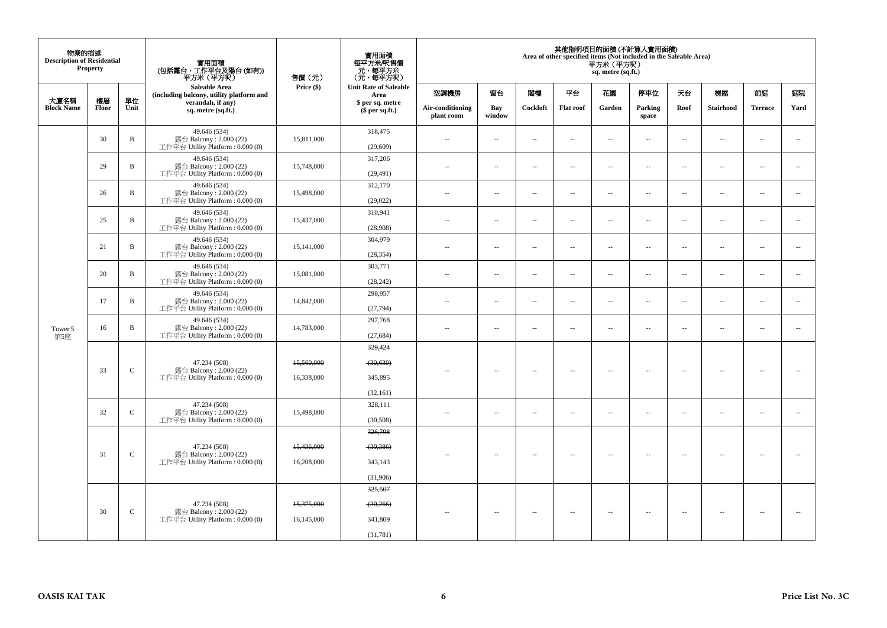| 物業的描述 Description of Residential Property | | | 實用面積 (包括露台，工作平台及陽台 (如有)) 平方米（平方呎） Saleable Area (including balcony, utility platform and verandah, if any) sq. metre (sq.ft.) | 售價（元） Price ($) | 實用面積 每平方米/呎售價 元，每平方米 （元，每平方呎） Unit Rate of Saleable Area $ per sq. metre ($ per sq.ft.) | 其他指明項目的面積 (不計算入實用面積) Area of other specified items (Not included in the Saleable Area) 平方米（平方呎） sq. metre (sq.ft.) | | | | | | | | | |
|---|---|---|---|---|---|---|---|---|---|---|---|---|---|---|---|
| 大廈名稱 Block Name | 樓層 Floor | 單位 Unit | | | | 空調機房 Air-conditioning plant room | 窗台 Bay window | 閣樓 Cockloft | 平台 Flat roof | 花園 Garden | 停車位 Parking space | 天台 Roof | 梯屋 Stairhood | 前庭 Terrace | 庭院 Yard |
| Tower 5 第5座 | 30 | B | 49.646 (534) 露台 Balcony : 2.000 (22) 工作平台 Utility Platform : 0.000 (0) | 15,811,000 | 318,475 (29,609) | -- | -- | -- | -- | -- | -- | -- | -- | -- | -- |
| | 29 | B | 49.646 (534) 露台 Balcony : 2.000 (22) 工作平台 Utility Platform : 0.000 (0) | 15,748,000 | 317,206 (29,491) | -- | -- | -- | -- | -- | -- | -- | -- | -- | -- |
| | 26 | B | 49.646 (534) 露台 Balcony : 2.000 (22) 工作平台 Utility Platform : 0.000 (0) | 15,498,000 | 312,170 (29,022) | -- | -- | -- | -- | -- | -- | -- | -- | -- | -- |
| | 25 | B | 49.646 (534) 露台 Balcony : 2.000 (22) 工作平台 Utility Platform : 0.000 (0) | 15,437,000 | 310,941 (28,908) | -- | -- | -- | -- | -- | -- | -- | -- | -- | -- |
| | 21 | B | 49.646 (534) 露台 Balcony : 2.000 (22) 工作平台 Utility Platform : 0.000 (0) | 15,141,000 | 304,979 (28,354) | -- | -- | -- | -- | -- | -- | -- | -- | -- | -- |
| | 20 | B | 49.646 (534) 露台 Balcony : 2.000 (22) 工作平台 Utility Platform : 0.000 (0) | 15,081,000 | 303,771 (28,242) | -- | -- | -- | -- | -- | -- | -- | -- | -- | -- |
| | 17 | B | 49.646 (534) 露台 Balcony : 2.000 (22) 工作平台 Utility Platform : 0.000 (0) | 14,842,000 | 298,957 (27,794) | -- | -- | -- | -- | -- | -- | -- | -- | -- | -- |
| | 16 | B | 49.646 (534) 露台 Balcony : 2.000 (22) 工作平台 Utility Platform : 0.000 (0) | 14,783,000 | 297,768 (27,684) | -- | -- | -- | -- | -- | -- | -- | -- | -- | -- |
| | 33 | C | 47.234 (508) 露台 Balcony : 2.000 (22) 工作平台 Utility Platform : 0.000 (0) | ~~15,560,000~~ 16,338,000 | ~~329,424~~ ~~(30,630)~~ 345,895 (32,161) | -- | -- | -- | -- | -- | -- | -- | -- | -- | -- |
| | 32 | C | 47.234 (508) 露台 Balcony : 2.000 (22) 工作平台 Utility Platform : 0.000 (0) | 15,498,000 | 328,111 (30,508) | -- | -- | -- | -- | -- | -- | -- | -- | -- | -- |
| | 31 | C | 47.234 (508) 露台 Balcony : 2.000 (22) 工作平台 Utility Platform : 0.000 (0) | ~~15,436,000~~ 16,208,000 | ~~326,798~~ ~~(30,386)~~ 343,143 (31,906) | -- | -- | -- | -- | -- | -- | -- | -- | -- | -- |
| | 30 | C | 47.234 (508) 露台 Balcony : 2.000 (22) 工作平台 Utility Platform : 0.000 (0) | ~~15,375,000~~ 16,145,000 | ~~325,507~~ ~~(30,266)~~ 341,809 (31,781) | -- | -- | -- | -- | -- | -- | -- | -- | -- | -- |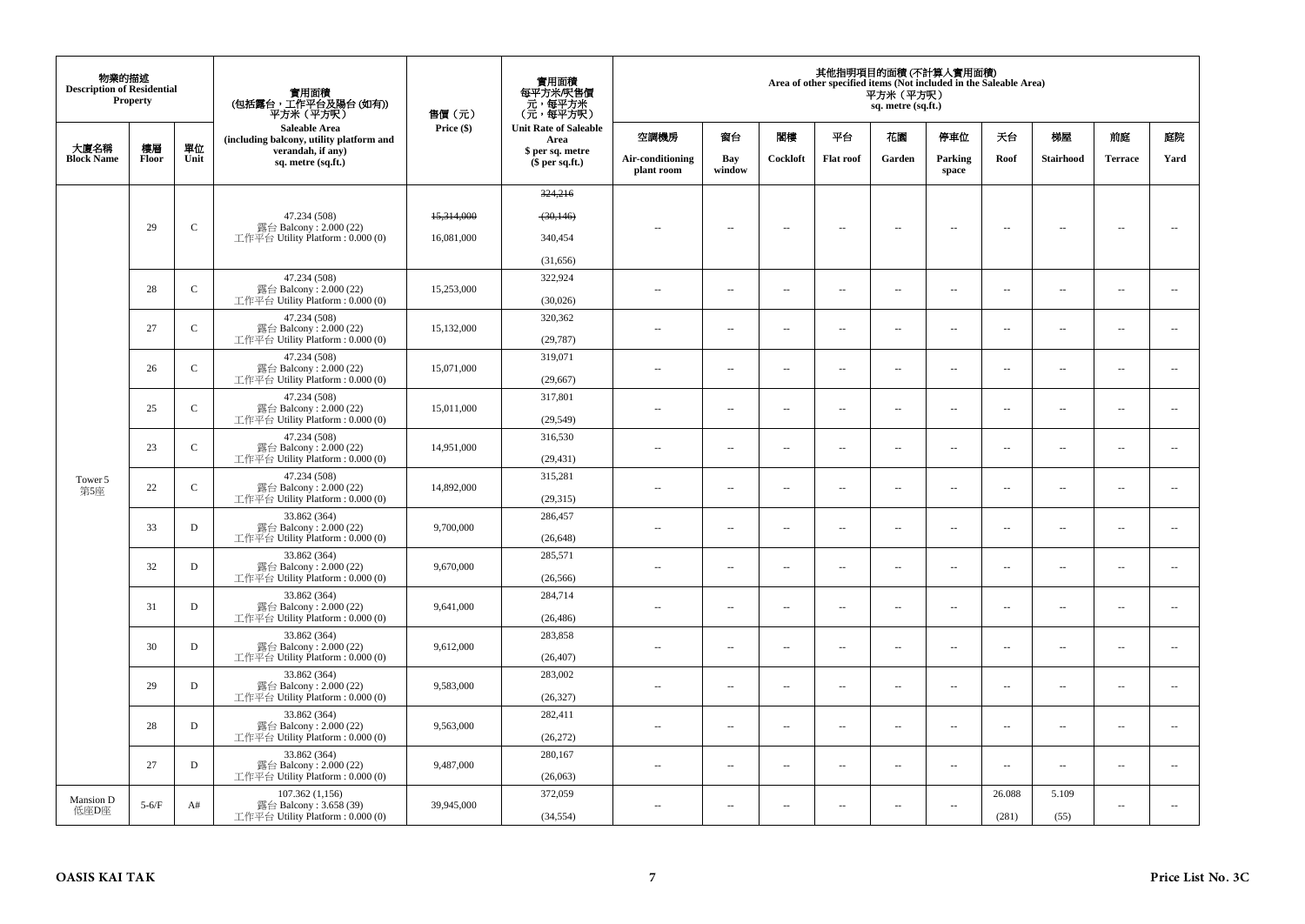| 物業的描述 Description of Residential Property | | | 實用面積 (包括露台，工作平台及陽台 (如有)) 平方米（平方呎） Saleable Area (including balcony, utility platform and verandah, if any) sq. metre (sq.ft.) | 售價（元） Price ($) | 實用面積 每平方米/呎售價 元，每平方米 (元，每平方呎) Unit Rate of Saleable Area $ per sq. metre ($ per sq.ft.) | 其他指明項目的面積 (不計算入實用面積) Area of other specified items (Not included in the Saleable Area) 平方米（平方呎） sq. metre (sq.ft.) | | | | | | | | | |
|---|---|---|---|---|---|---|---|---|---|---|---|---|---|---|---|
| 大廈名稱 Block Name | 樓層 Floor | 單位 Unit | | | | 空調機房 Air-conditioning plant room | 窗台 Bay window | 閣樓 Cockloft | 平台 Flat roof | 花園 Garden | 停車位 Parking space | 天台 Roof | 梯屋 Stairhood | 前庭 Terrace | 庭院 Yard |
| Tower 5 第5座 | 29 | C | 47.234 (508) 露台 Balcony : 2.000 (22) 工作平台 Utility Platform : 0.000 (0) | ~~15,314,000~~ 16,081,000 | ~~324,216~~ ~~(30,146)~~ 340,454 (31,656) | -- | -- | -- | -- | -- | -- | -- | -- | -- | -- |
| | 28 | C | 47.234 (508) 露台 Balcony : 2.000 (22) 工作平台 Utility Platform : 0.000 (0) | 15,253,000 | 322,924 (30,026) | -- | -- | -- | -- | -- | -- | -- | -- | -- | -- |
| | 27 | C | 47.234 (508) 露台 Balcony : 2.000 (22) 工作平台 Utility Platform : 0.000 (0) | 15,132,000 | 320,362 (29,787) | -- | -- | -- | -- | -- | -- | -- | -- | -- | -- |
| | 26 | C | 47.234 (508) 露台 Balcony : 2.000 (22) 工作平台 Utility Platform : 0.000 (0) | 15,071,000 | 319,071 (29,667) | -- | -- | -- | -- | -- | -- | -- | -- | -- | -- |
| | 25 | C | 47.234 (508) 露台 Balcony : 2.000 (22) 工作平台 Utility Platform : 0.000 (0) | 15,011,000 | 317,801 (29,549) | -- | -- | -- | -- | -- | -- | -- | -- | -- | -- |
| | 23 | C | 47.234 (508) 露台 Balcony : 2.000 (22) 工作平台 Utility Platform : 0.000 (0) | 14,951,000 | 316,530 (29,431) | -- | -- | -- | -- | -- | -- | -- | -- | -- | -- |
| | 22 | C | 47.234 (508) 露台 Balcony : 2.000 (22) 工作平台 Utility Platform : 0.000 (0) | 14,892,000 | 315,281 (29,315) | -- | -- | -- | -- | -- | -- | -- | -- | -- | -- |
| | 33 | D | 33.862 (364) 露台 Balcony : 2.000 (22) 工作平台 Utility Platform : 0.000 (0) | 9,700,000 | 286,457 (26,648) | -- | -- | -- | -- | -- | -- | -- | -- | -- | -- |
| | 32 | D | 33.862 (364) 露台 Balcony : 2.000 (22) 工作平台 Utility Platform : 0.000 (0) | 9,670,000 | 285,571 (26,566) | -- | -- | -- | -- | -- | -- | -- | -- | -- | -- |
| | 31 | D | 33.862 (364) 露台 Balcony : 2.000 (22) 工作平台 Utility Platform : 0.000 (0) | 9,641,000 | 284,714 (26,486) | -- | -- | -- | -- | -- | -- | -- | -- | -- | -- |
| | 30 | D | 33.862 (364) 露台 Balcony : 2.000 (22) 工作平台 Utility Platform : 0.000 (0) | 9,612,000 | 283,858 (26,407) | -- | -- | -- | -- | -- | -- | -- | -- | -- | -- |
| | 29 | D | 33.862 (364) 露台 Balcony : 2.000 (22) 工作平台 Utility Platform : 0.000 (0) | 9,583,000 | 283,002 (26,327) | -- | -- | -- | -- | -- | -- | -- | -- | -- | -- |
| | 28 | D | 33.862 (364) 露台 Balcony : 2.000 (22) 工作平台 Utility Platform : 0.000 (0) | 9,563,000 | 282,411 (26,272) | -- | -- | -- | -- | -- | -- | -- | -- | -- | -- |
| | 27 | D | 33.862 (364) 露台 Balcony : 2.000 (22) 工作平台 Utility Platform : 0.000 (0) | 9,487,000 | 280,167 (26,063) | -- | -- | -- | -- | -- | -- | -- | -- | -- | -- |
| Mansion D 低座D座 | 5-6/F | A# | 107.362 (1,156) 露台 Balcony : 3.658 (39) 工作平台 Utility Platform : 0.000 (0) | 39,945,000 | 372,059 (34,554) | -- | -- | -- | -- | -- | -- | 26.088 (281) | 5.109 (55) | -- | -- |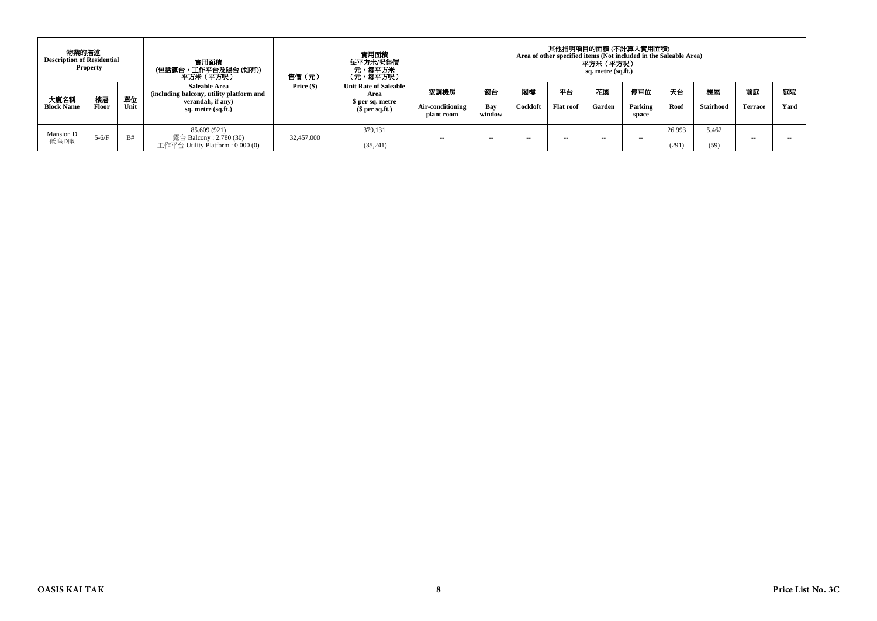| 物業的描述 Description of Residential Property | | | 實用面積 (包括露台，工作平台及陽台 (如有)) 平方米（平方呎） Saleable Area (including balcony, utility platform and verandah, if any) sq. metre (sq.ft.) | 售價（元） Price ($) | 實用面積 每平方米/呎售價 元，每平方米 (元，每平方呎) Unit Rate of Saleable Area $ per sq. metre ($ per sq.ft.) | 其他指明項目的面積 (不計算入實用面積) Area of other specified items (Not included in the Saleable Area) 平方米（平方呎） sq. metre (sq.ft.) | | | | | | | | | |
|---|---|---|---|---|---|---|---|---|---|---|---|---|---|---|---|
| 大廈名稱 Block Name | 樓層 Floor | 單位 Unit | | | | 空調機房 Air-conditioning plant room | 窗台 Bay window | 閣樓 Cockloft | 平台 Flat roof | 花園 Garden | 停車位 Parking space | 天台 Roof | 梯屋 Stairhood | 前庭 Terrace | 庭院 Yard |
| Mansion D 低座D座 | 5-6/F | B# | 85.609 (921) 露台 Balcony : 2.780 (30) 工作平台 Utility Platform : 0.000 (0) | 32,457,000 | 379,131 (35,241) | -- | -- | -- | -- | -- | -- | 26.993 (291) | 5.462 (59) | -- | -- |

OASIS KAI TAK

Price List No. 3C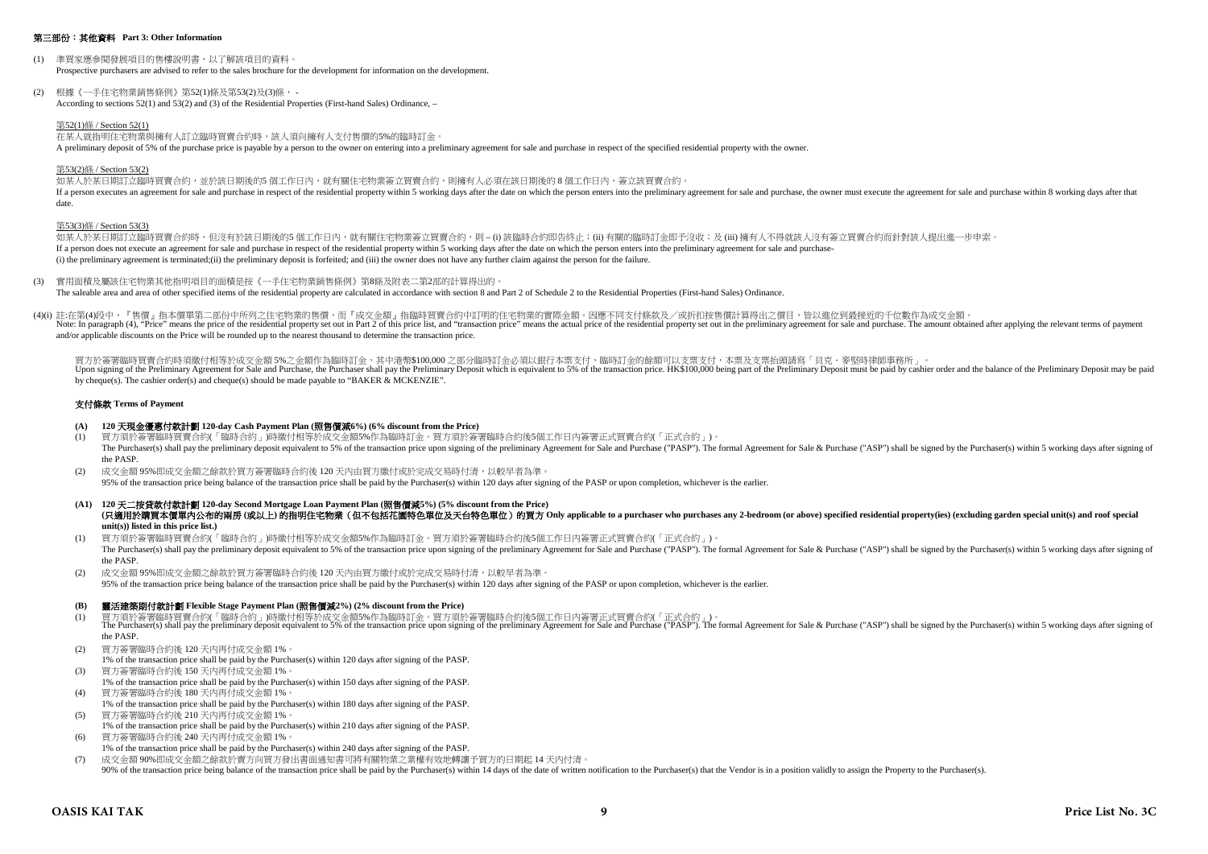## 第三部份：其他資料 Part 3: Other Information

(1) 準買家應參閱發展項目的售樓說明書，以了解該項目的資料。
Prospective purchasers are advised to refer to the sales brochure for the development for information on the development.

(2) 根據《一手住宅物業銷售條例》第52(1)條及第53(2)及(3)條， -
According to sections 52(1) and 53(2) and (3) of the Residential Properties (First-hand Sales) Ordinance, –

第52(1)條 / Section 52(1)
在某人就指明住宅物業與擁有人訂立臨時買賣合約時，該人須向擁有人支付售價的5%的臨時訂金。
A preliminary deposit of 5% of the purchase price is payable by a person to the owner on entering into a preliminary agreement for sale and purchase in respect of the specified residential property with the owner.

第53(2)條 / Section 53(2)
如某人於某日期訂立臨時買賣合約，並於該日期後的5 個工作日內，就有關住宅物業簽立買賣合約，則擁有人必須在該日期後的 8 個工作日內，簽立該買賣合約。
If a person executes an agreement for sale and purchase in respect of the residential property within 5 working days after the date on which the person enters into the preliminary agreement for sale and purchase, the owner must execute the agreement for sale and purchase within 8 working days after that date.

第53(3)條 / Section 53(3)
如某人於某日期訂立臨時買賣合約時，但沒有於該日期後的5 個工作日內，就有關住宅物業簽立買賣合約，則 – (i) 該臨時合約即告終止；(ii) 有關的臨時訂金即予沒收；及 (iii) 擁有人不得就該人沒有簽立買賣合約而針對該人提出進一步申索。
If a person does not execute an agreement for sale and purchase in respect of the residential property within 5 working days after the date on which the person enters into the preliminary agreement for sale and purchase-
(i) the preliminary agreement is terminated;(ii) the preliminary deposit is forfeited; and (iii) the owner does not have any further claim against the person for the failure.

(3) 實用面積及屬該住宅物業其他指明項目的面積是按《一手住宅物業銷售條例》第8條及附表二第2部的計算得出的。
The saleable area and area of other specified items of the residential property are calculated in accordance with section 8 and Part 2 of Schedule 2 to the Residential Properties (First-hand Sales) Ordinance.

(4)(i) 註:在第(4)段中，『售價』指本價單第二部份中所列之住宅物業的售價，而『成交金額』指臨時買賣合約中訂明的住宅物業的實際金額。因應不同支付條款及／或折扣按售價計算得出之價目，皆以進位到最接近的千位數作為成交金額。
Note: In paragraph (4), "Price" means the price of the residential property set out in Part 2 of this price list, and "transaction price" means the actual price of the residential property set out in the preliminary agreement for sale and purchase. The amount obtained after applying the relevant terms of payment and/or applicable discounts on the Price will be rounded up to the nearest thousand to determine the transaction price.

買方於簽署臨時買賣合約時須繳付相等於成交金額 5%之金額作為臨時訂金，其中港幣$100,000 之部分臨時訂金必須以銀行本票支付，臨時訂金的餘額可以支票支付，本票及支票抬頭請寫「貝克・麥堅時律師事務所」。
Upon signing of the Preliminary Agreement for Sale and Purchase, the Purchaser shall pay the Preliminary Deposit which is equivalent to 5% of the transaction price. HK$100,000 being part of the Preliminary Deposit must be paid by cashier order and the balance of the Preliminary Deposit may be paid by cheque(s). The cashier order(s) and cheque(s) should be made payable to "BAKER & MCKENZIE".

### 支付條款 Terms of Payment

**(A) 120 天現金優惠付款計劃 120-day Cash Payment Plan (照售價減6%) (6% discount from the Price)**

(1) 買方須於簽署臨時買賣合約(「臨時合約」)時繳付相等於成交金額5%作為臨時訂金。買方須於簽署臨時合約後5個工作日內簽署正式買賣合約(「正式合約」)。
The Purchaser(s) shall pay the preliminary deposit equivalent to 5% of the transaction price upon signing of the preliminary Agreement for Sale and Purchase ("PASP"). The formal Agreement for Sale & Purchase ("ASP") shall be signed by the Purchaser(s) within 5 working days after signing of the PASP.

(2) 成交金額 95%即成交金額之餘款於買方簽署臨時合約後 120 天內由買方繳付或於完成交易時付清，以較早者為準。
95% of the transaction price being balance of the transaction price shall be paid by the Purchaser(s) within 120 days after signing of the PASP or upon completion, whichever is the earlier.

**(A1) 120 天二按貸款付款計劃 120-day Second Mortgage Loan Payment Plan (照售價減5%) (5% discount from the Price)**
**(只適用於購買本價單內公布的兩房 (或以上) 的指明住宅物業（但不包括花園特色單位及天台特色單位）的買方 Only applicable to a purchaser who purchases any 2-bedroom (or above) specified residential property(ies) (excluding garden special unit(s) and roof special unit(s)) listed in this price list.)**

(1) 買方須於簽署臨時買賣合約(「臨時合約」)時繳付相等於成交金額5%作為臨時訂金。買方須於簽署臨時合約後5個工作日內簽署正式買賣合約(「正式合約」)。
The Purchaser(s) shall pay the preliminary deposit equivalent to 5% of the transaction price upon signing of the preliminary Agreement for Sale and Purchase ("PASP"). The formal Agreement for Sale & Purchase ("ASP") shall be signed by the Purchaser(s) within 5 working days after signing of the PASP.

(2) 成交金額 95%即成交金額之餘款於買方簽署臨時合約後 120 天內由買方繳付或於完成交易時付清，以較早者為準。
95% of the transaction price being balance of the transaction price shall be paid by the Purchaser(s) within 120 days after signing of the PASP or upon completion, whichever is the earlier.

**(B) 靈活建築期付款計劃 Flexible Stage Payment Plan (照售價減2%) (2% discount from the Price)**

(1) 買方須於簽署臨時買賣合約(「臨時合約」)時繳付相等於成交金額5%作為臨時訂金。買方須於簽署臨時合約後5個工作日內簽署正式買賣合約(「正式合約」)。
The Purchaser(s) shall pay the preliminary deposit equivalent to 5% of the transaction price upon signing of the preliminary Agreement for Sale and Purchase ("PASP"). The formal Agreement for Sale & Purchase ("ASP") shall be signed by the Purchaser(s) within 5 working days after signing of the PASP.

(2) 買方簽署臨時合約後 120 天內再付成交金額 1%。
1% of the transaction price shall be paid by the Purchaser(s) within 120 days after signing of the PASP.

(3) 買方簽署臨時合約後 150 天內再付成交金額 1%。
1% of the transaction price shall be paid by the Purchaser(s) within 150 days after signing of the PASP.

(4) 買方簽署臨時合約後 180 天內再付成交金額 1%。
1% of the transaction price shall be paid by the Purchaser(s) within 180 days after signing of the PASP.

(5) 買方簽署臨時合約後 210 天內再付成交金額 1%。
1% of the transaction price shall be paid by the Purchaser(s) within 210 days after signing of the PASP.

(6) 買方簽署臨時合約後 240 天內再付成交金額 1%。
1% of the transaction price shall be paid by the Purchaser(s) within 240 days after signing of the PASP.

(7) 成交金額 90%即成交金額之餘款於賣方向買方發出書面通知書可將有關物業之業權有效地轉讓予買方的日期起 14 天內付清。
90% of the transaction price being balance of the transaction price shall be paid by the Purchaser(s) within 14 days of the date of written notification to the Purchaser(s) that the Vendor is in a position validly to assign the Property to the Purchaser(s).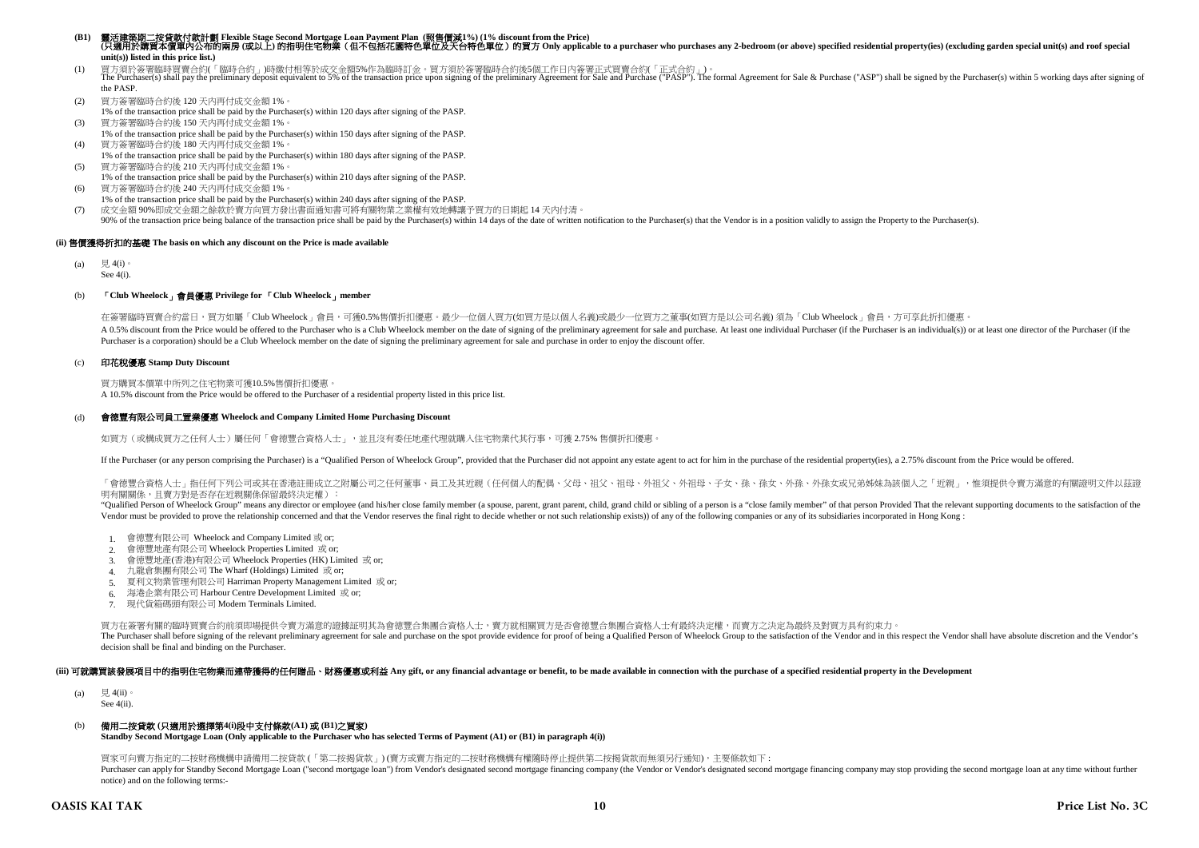**(B1) 靈活建築期二按貸款付款計劃 Flexible Stage Second Mortgage Loan Payment Plan (照售價減1%) (1% discount from the Price)**
**(只適用於購買本價單內公布的兩房 (或以上) 的指明住宅物業（但不包括花園特色單位及天台特色單位）的買方 Only applicable to a purchaser who purchases any 2-bedroom (or above) specified residential property(ies) (excluding garden special unit(s) and roof special unit(s)) listed in this price list.)**

(1) 買方須於簽署臨時買賣合約(「臨時合約」)時繳付相等於成交金額5%作為臨時訂金。買方須於簽署臨時合約後5個工作日內簽署正式買賣合約(「正式合約」)。
The Purchaser(s) shall pay the preliminary deposit equivalent to 5% of the transaction price upon signing of the preliminary Agreement for Sale and Purchase ("PASP"). The formal Agreement for Sale & Purchase ("ASP") shall be signed by the Purchaser(s) within 5 working days after signing of the PASP.

(2) 買方簽署臨時合約後 120 天內再付成交金額 1%。
1% of the transaction price shall be paid by the Purchaser(s) within 120 days after signing of the PASP.

(3) 買方簽署臨時合約後 150 天內再付成交金額 1%。
1% of the transaction price shall be paid by the Purchaser(s) within 150 days after signing of the PASP.

(4) 買方簽署臨時合約後 180 天內再付成交金額 1%。
1% of the transaction price shall be paid by the Purchaser(s) within 180 days after signing of the PASP.

(5) 買方簽署臨時合約後 210 天內再付成交金額 1%。
1% of the transaction price shall be paid by the Purchaser(s) within 210 days after signing of the PASP.

(6) 買方簽署臨時合約後 240 天內再付成交金額 1%。
1% of the transaction price shall be paid by the Purchaser(s) within 240 days after signing of the PASP.

(7) 成交金額 90%即成交金額之餘款於賣方向買方發出書面通知書可將有關物業之業權有效地轉讓予買方的日期起 14 天內付清。
90% of the transaction price being balance of the transaction price shall be paid by the Purchaser(s) within 14 days of the date of written notification to the Purchaser(s) that the Vendor is in a position validly to assign the Property to the Purchaser(s).

### (ii) 售價獲得折扣的基礎 The basis on which any discount on the Price is made available

(a) 見 4(i)。
See 4(i).

(b) **「Club Wheelock」會員優惠 Privilege for 「Club Wheelock」member**

在簽署臨時買賣合約當日，買方如屬「Club Wheelock」會員，可獲0.5%售價折扣優惠。最少一位個人買方(如買方是以個人名義)或最少一位買方之董事(如買方是以公司名義) 須為「Club Wheelock」會員，方可享此折扣優惠。
A 0.5% discount from the Price would be offered to the Purchaser who is a Club Wheelock member on the date of signing of the preliminary agreement for sale and purchase. At least one individual Purchaser (if the Purchaser is an individual(s)) or at least one director of the Purchaser (if the Purchaser is a corporation) should be a Club Wheelock member on the date of signing the preliminary agreement for sale and purchase in order to enjoy the discount offer.

(c) **印花稅優惠 Stamp Duty Discount**

買方購買本價單中所列之住宅物業可獲10.5%售價折扣優惠。
A 10.5% discount from the Price would be offered to the Purchaser of a residential property listed in this price list.

(d) **會德豐有限公司員工置業優惠 Wheelock and Company Limited Home Purchasing Discount**

如買方（或構成買方之任何人士）屬任何「會德豐合資格人士」，並且沒有委任地產代理就購入住宅物業代其行事，可獲 2.75% 售價折扣優惠。

If the Purchaser (or any person comprising the Purchaser) is a "Qualified Person of Wheelock Group", provided that the Purchaser did not appoint any estate agent to act for him in the purchase of the residential property(ies), a 2.75% discount from the Price would be offered.

「會德豐合資格人士」指任何下列公司或其在香港註冊成立之附屬公司之任何董事、員工及其近親（任何個人的配偶、父母、祖父、祖母、外祖父、外祖母、子女、孫、孫女、外孫、外孫女或兄弟姊妹為該個人之「近親」，惟須提供令賣方滿意的有關證明文件以茲證明有關關係，且賣方對是否存在近親關係保留最終決定權）：
"Qualified Person of Wheelock Group" means any director or employee (and his/her close family member (a spouse, parent, grant parent, child, grand child or sibling of a person is a "close family member" of that person Provided That the relevant supporting documents to the satisfaction of the Vendor must be provided to prove the relationship concerned and that the Vendor reserves the final right to decide whether or not such relationship exists)) of any of the following companies or any of its subsidiaries incorporated in Hong Kong :

1. 會德豐有限公司 Wheelock and Company Limited 或 or;
2. 會德豐地產有限公司 Wheelock Properties Limited 或 or;
3. 會德豐地產(香港)有限公司 Wheelock Properties (HK) Limited 或 or;
4. 九龍倉集團有限公司 The Wharf (Holdings) Limited 或 or;
5. 夏利文物業管理有限公司 Harriman Property Management Limited 或 or;
6. 海港企業有限公司 Harbour Centre Development Limited 或 or;
7. 現代貨箱碼頭有限公司 Modern Terminals Limited.

買方在簽署有關的臨時買賣合約前須即場提供令賣方滿意的證據証明其為會德豐合集團合資格人士，賣方就相關買方是否會德豐合集團合資格人士有最終決定權，而賣方之決定為最終及對買方具有約束力。
The Purchaser shall before signing of the relevant preliminary agreement for sale and purchase on the spot provide evidence for proof of being a Qualified Person of Wheelock Group to the satisfaction of the Vendor and in this respect the Vendor shall have absolute discretion and the Vendor's decision shall be final and binding on the Purchaser.

### (iii) 可就購買該發展項目中的指明住宅物業而連帶獲得的任何贈品、財務優惠或利益 Any gift, or any financial advantage or benefit, to be made available in connection with the purchase of a specified residential property in the Development

(a) 見 4(ii)。
See 4(ii).

(b) **備用二按貸款 (只適用於選擇第4(i)段中支付條款(A1) 或 (B1)之買家)**
**Standby Second Mortgage Loan (Only applicable to the Purchaser who has selected Terms of Payment (A1) or (B1) in paragraph 4(i))**

買家可向賣方指定的二按財務機構申請備用二按貸款 (「第二按揭貸款」) (賣方或賣方指定的二按財務機構有權隨時停止提供第二按揭貸款而無須另行通知)，主要條款如下：
Purchaser can apply for Standby Second Mortgage Loan ("second mortgage loan") from Vendor's designated second mortgage financing company (the Vendor or Vendor's designated second mortgage financing company may stop providing the second mortgage loan at any time without further notice) and on the following terms:-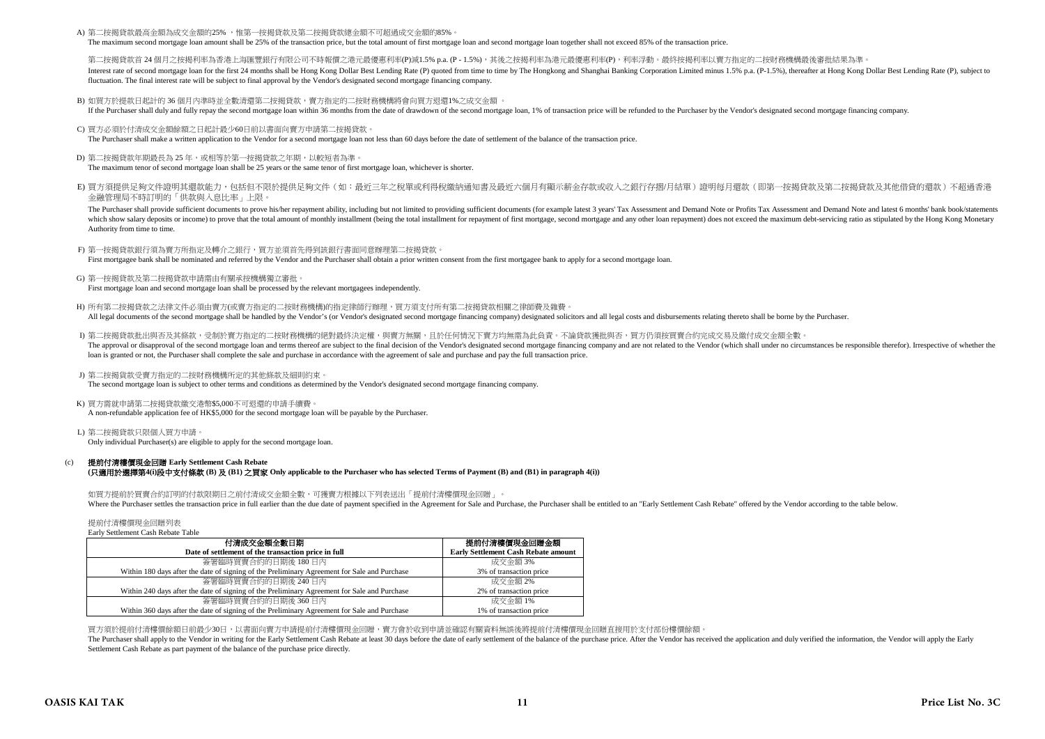A) 第二按揭貸款最高金額為成交金額的25% ，惟第一按揭貸款及第二按揭貸款總金額不可超過成交金額的85%。
The maximum second mortgage loan amount shall be 25% of the transaction price, but the total amount of first mortgage loan and second mortgage loan together shall not exceed 85% of the transaction price.

第二按揭貸款首 24 個月之按揭利率為香港上海匯豐銀行有限公司不時報價之港元最優惠利率(P)減1.5% p.a. (P - 1.5%)，其後之按揭利率為港元最優惠利率(P)，利率浮動。最終按揭利率以賣方指定的二按財務機構最後審批結果為準。
Interest rate of second mortgage loan for the first 24 months shall be Hong Kong Dollar Best Lending Rate (P) quoted from time to time by The Hongkong and Shanghai Banking Corporation Limited minus 1.5% p.a. (P-1.5%), thereafter at Hong Kong Dollar Best Lending Rate (P), subject to fluctuation. The final interest rate will be subject to final approval by the Vendor's designated second mortgage financing company.

B) 如買方於提款日起計的 36 個月內準時並全數清還第二按揭貸款，賣方指定的二按財務機構將會向買方退還1%之成交金額 。
If the Purchaser shall duly and fully repay the second mortgage loan within 36 months from the date of drawdown of the second mortgage loan, 1% of transaction price will be refunded to the Purchaser by the Vendor's designated second mortgage financing company.

C) 買方必須於付清成交金額餘額之日起計最少60日前以書面向賣方申請第二按揭貸款。
The Purchaser shall make a written application to the Vendor for a second mortgage loan not less than 60 days before the date of settlement of the balance of the transaction price.

D) 第二按揭貸款年期最長為 25 年，或相等於第一按揭貸款之年期，以較短者為準。
The maximum tenor of second mortgage loan shall be 25 years or the same tenor of first mortgage loan, whichever is shorter.

E) 買方須提供足夠文件證明其還款能力，包括但不限於提供足夠文件（如：最近三年之稅單或利得稅繳納通知書及最近六個月有顯示薪金存款或收入之銀行存摺/月結單）證明每月還款（即第一按揭貸款及第二按揭貸款及其他借貸的還款）不超過香港金融管理局不時訂明的「供款與入息比率」上限。
The Purchaser shall provide sufficient documents to prove his/her repayment ability, including but not limited to providing sufficient documents (for example latest 3 years' Tax Assessment and Demand Note or Profits Tax Assessment and Demand Note and latest 6 months' bank book/statements which show salary deposits or income) to prove that the total amount of monthly installment (being the total installment for repayment of first mortgage, second mortgage and any other loan repayment) does not exceed the maximum debt-servicing ratio as stipulated by the Hong Kong Monetary Authority from time to time.

F) 第一按揭貸款銀行須為賣方所指定及轉介之銀行，買方並須首先得到該銀行書面同意辦理第二按揭貸款。
First mortgagee bank shall be nominated and referred by the Vendor and the Purchaser shall obtain a prior written consent from the first mortgagee bank to apply for a second mortgage loan.

G) 第一按揭貸款及第二按揭貸款申請需由有關承按機構獨立審批。
First mortgage loan and second mortgage loan shall be processed by the relevant mortgagees independently.

H) 所有第二按揭貸款之法律文件必須由賣方(或賣方指定的二按財務機構)的指定律師行辦理，買方須支付所有第二按揭貸款相關之律師費及雜費。
All legal documents of the second mortgage shall be handled by the Vendor's (or Vendor's designated second mortgage financing company) designated solicitors and all legal costs and disbursements relating thereto shall be borne by the Purchaser.

I) 第二按揭貸款批出與否及其條款，受制於賣方指定的二按財務機構的絕對最終決定權，與賣方無關，且於任何情況下賣方均無需為此負責。不論貸款獲批與否，買方仍須按買賣合約完成交易及繳付成交金額全數。
The approval or disapproval of the second mortgage loan and terms thereof are subject to the final decision of the Vendor's designated second mortgage financing company and are not related to the Vendor (which shall under no circumstances be responsible therefor). Irrespective of whether the loan is granted or not, the Purchaser shall complete the sale and purchase in accordance with the agreement of sale and purchase and pay the full transaction price.

J) 第二按揭貸款受賣方指定的二按財務機構所定的其他條款及細則約束。
The second mortgage loan is subject to other terms and conditions as determined by the Vendor's designated second mortgage financing company.

K) 買方需就申請第二按揭貸款繳交港幣$5,000不可退還的申請手續費。
A non-refundable application fee of HK$5,000 for the second mortgage loan will be payable by the Purchaser.

L) 第二按揭貸款只限個人買方申請。
Only individual Purchaser(s) are eligible to apply for the second mortgage loan.

(c) **提前付清樓價現金回贈 Early Settlement Cash Rebate**
**(只適用於選擇第4(i)段中支付條款 (B) 及 (B1) 之買家 Only applicable to the Purchaser who has selected Terms of Payment (B) and (B1) in paragraph 4(i))**

如買方於買賣合約訂明的付款限期日之前付清成交金額全數，可獲賣方根據以下列表送出「提前付清樓價現金回贈」。
Where the Purchaser settles the transaction price in full earlier than the due date of payment specified in the Agreement for Sale and Purchase, the Purchaser shall be entitled to an "Early Settlement Cash Rebate" offered by the Vendor according to the table below.

提前付清樓價現金回贈列表
Early Settlement Cash Rebate Table

| 付清成交金額全數日期<br>Date of settlement of the transaction price in full | 提前付清樓價現金回贈金額<br>Early Settlement Cash Rebate amount |
|---|---|
| 簽署臨時買賣合約的日期後 180 日內<br>Within 180 days after the date of signing of the Preliminary Agreement for Sale and Purchase | 成交金額 3%<br>3% of transaction price |
| 簽署臨時買賣合約的日期後 240 日內<br>Within 240 days after the date of signing of the Preliminary Agreement for Sale and Purchase | 成交金額 2%<br>2% of transaction price |
| 簽署臨時買賣合約的日期後 360 日內<br>Within 360 days after the date of signing of the Preliminary Agreement for Sale and Purchase | 成交金額 1%<br>1% of transaction price |

買方須於提前付清樓價餘額日前最少30日，以書面向賣方申請提前付清樓價現金回贈，賣方會於收到申請並確認有關資料無誤後將提前付清樓價現金回贈直接用於支付部份樓價餘額。
The Purchaser shall apply to the Vendor in writing for the Early Settlement Cash Rebate at least 30 days before the date of early settlement of the balance of the purchase price. After the Vendor has received the application and duly verified the information, the Vendor will apply the Early Settlement Cash Rebate as part payment of the balance of the purchase price directly.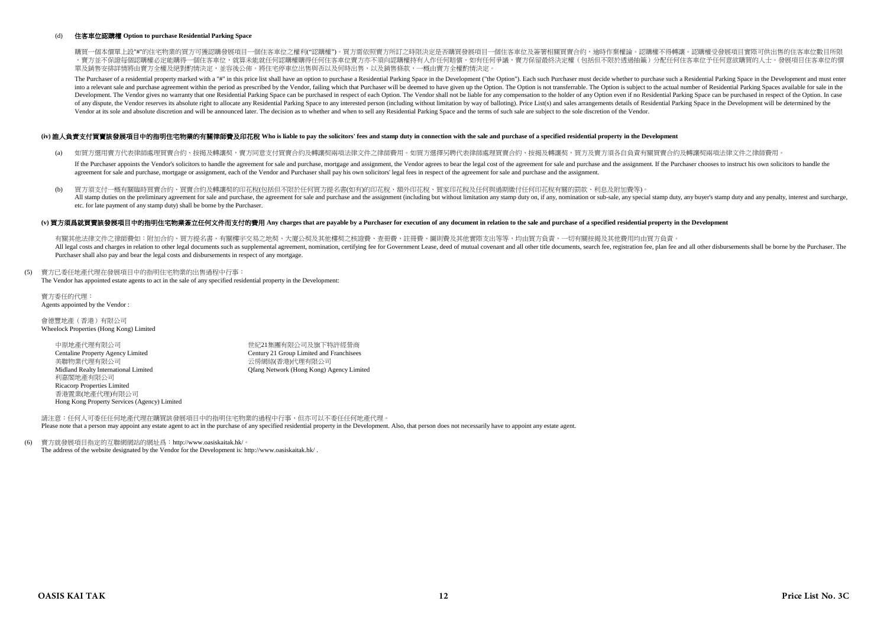(d) **住客車位認購權 Option to purchase Residential Parking Space**

購買一個本價單上設"#"的住宅物業的買方可獲認購發展項目一個住客車位之權利("認購權")。買方需依照賣方所訂之時限決定是否購買發展項目一個住客車位及簽署相關買賣合約，逾時作棄權論。認購權不得轉讓。認購權受發展項目實際可供出售的住客車位數目所限，賣方並不保證每個認購權必定能購得一個住客車位，就算未能就任何認購權購得任何住客車位賣方亦不須向認購權持有人作任何賠償。如有任何爭議，賣方保留最終決定權（包括但不限於透過抽籤）分配任何住客車位予任何意欲購買的人士。發展項目住客車位的價單及銷售安排詳情將由賣方全權及絕對酌情決定，並容後公佈。將住宅停車位出售與否以及何時出售，以及銷售條款，一概由賣方全權酌情決定。

The Purchaser of a residential property marked with a "#" in this price list shall have an option to purchase a Residential Parking Space in the Development ("the Option"). Each such Purchaser must decide whether to purchase such a Residential Parking Space in the Development and must enter into a relevant sale and purchase agreement within the period as prescribed by the Vendor, failing which that Purchaser will be deemed to have given up the Option. The Option is not transferrable. The Option is subject to the actual number of Residential Parking Spaces available for sale in the Development. The Vendor gives no warranty that one Residential Parking Space can be purchased in respect of each Option. The Vendor shall not be liable for any compensation to the holder of any Option even if no Residential Parking Space can be purchased in respect of the Option. In case of any dispute, the Vendor reserves its absolute right to allocate any Residential Parking Space to any interested person (including without limitation by way of balloting). Price List(s) and sales arrangements details of Residential Parking Space in the Development will be determined by the Vendor at its sole and absolute discretion and will be announced later. The decision as to whether and when to sell any Residential Parking Space and the terms of such sale are subject to the sole discretion of the Vendor.

### (iv) 誰人負責支付買賣該發展項目中的指明住宅物業的有關律師費及印花稅 Who is liable to pay the solicitors' fees and stamp duty in connection with the sale and purchase of a specified residential property in the Development

(a) 如買方選用賣方代表律師處理買賣合約、按揭及轉讓契，賣方同意支付買賣合約及轉讓契兩項法律文件之律師費用。如買方選擇另聘代表律師處理買賣合約、按揭及轉讓契，買方及賣方須各自負責有關買賣合約及轉讓契兩項法律文件之律師費用。

If the Purchaser appoints the Vendor's solicitors to handle the agreement for sale and purchase, mortgage and assignment, the Vendor agrees to bear the legal cost of the agreement for sale and purchase and the assignment. If the Purchaser chooses to instruct his own solicitors to handle the agreement for sale and purchase, mortgage or assignment, each of the Vendor and Purchaser shall pay his own solicitors' legal fees in respect of the agreement for sale and purchase and the assignment.

(b) 買方須支付一概有關臨時買賣合約、買賣合約及轉讓契的印花稅(包括但不限於任何買方提名書(如有)的印花稅、額外印花稅、買家印花稅及任何與過期繳付任何印花稅有關的罰款、利息及附加費等)。

All stamp duties on the preliminary agreement for sale and purchase, the agreement for sale and purchase and the assignment (including but without limitation any stamp duty on, if any, nomination or sub-sale, any special stamp duty, any buyer's stamp duty and any penalty, interest and surcharge, etc. for late payment of any stamp duty) shall be borne by the Purchaser.

### (v) 買方須爲就買賣該發展項目中的指明住宅物業簽立任何文件而支付的費用 Any charges that are payable by a Purchaser for execution of any document in relation to the sale and purchase of a specified residential property in the Development

有關其他法律文件之律師費如：附加合約、買方提名書、有關樓宇交易之地契、大廈公契及其他樓契之核證費、查冊費、註冊費、圖則費及其他實際支出等等，均由買方負責，一切有關按揭及其他費用均由買方負責。

All legal costs and charges in relation to other legal documents such as supplemental agreement, nomination, certifying fee for Government Lease, deed of mutual covenant and all other title documents, search fee, registration fee, plan fee and all other disbursements shall be borne by the Purchaser. The Purchaser shall also pay and bear the legal costs and disbursements in respect of any mortgage.

(5) 賣方已委任地產代理在發展項目中的指明住宅物業的出售過程中行事：

The Vendor has appointed estate agents to act in the sale of any specified residential property in the Development:

賣方委任的代理：
Agents appointed by the Vendor :

會德豐地產（香港）有限公司
Wheelock Properties (Hong Kong) Limited

中原地產代理有限公司
Centaline Property Agency Limited
美聯物業代理有限公司
Midland Realty International Limited
利嘉閣地產有限公司
Ricacorp Properties Limited
香港置業(地產代理)有限公司
Hong Kong Property Services (Agency) Limited
世紀21集團有限公司及旗下特許經營商
Century 21 Group Limited and Franchisees
云房網絡(香港)代理有限公司
Qfang Network (Hong Kong) Agency Limited

請注意：任何人可委任任何地產代理在購買該發展項目中的指明住宅物業的過程中行事，但亦可以不委任任何地產代理。
Please note that a person may appoint any estate agent to act in the purchase of any specified residential property in the Development. Also, that person does not necessarily have to appoint any estate agent.

(6) 賣方就發展項目指定的互聯網網站的網址為：http://www.oasiskaitak.hk/。
The address of the website designated by the Vendor for the Development is: http://www.oasiskaitak.hk/ .